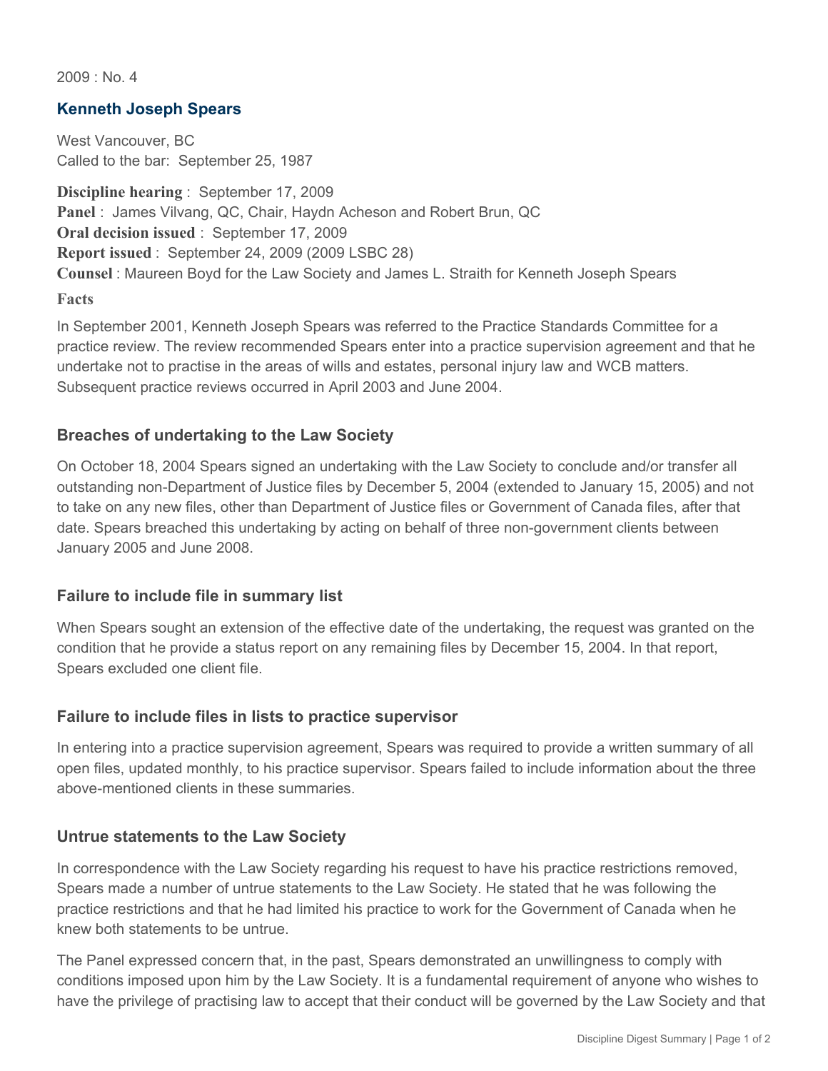2009 : No. 4

## Kenneth Joseph Spears

West Vancouver, BC
Called to the bar: September 25, 1987

**Discipline hearing** : September 17, 2009
**Panel** : James Vilvang, QC, Chair, Haydn Acheson and Robert Brun, QC
**Oral decision issued** : September 17, 2009
**Report issued** : September 24, 2009 (2009 LSBC 28)
**Counsel** : Maureen Boyd for the Law Society and James L. Straith for Kenneth Joseph Spears

**Facts**

In September 2001, Kenneth Joseph Spears was referred to the Practice Standards Committee for a practice review. The review recommended Spears enter into a practice supervision agreement and that he undertake not to practise in the areas of wills and estates, personal injury law and WCB matters. Subsequent practice reviews occurred in April 2003 and June 2004.

### Breaches of undertaking to the Law Society

On October 18, 2004 Spears signed an undertaking with the Law Society to conclude and/or transfer all outstanding non-Department of Justice files by December 5, 2004 (extended to January 15, 2005) and not to take on any new files, other than Department of Justice files or Government of Canada files, after that date. Spears breached this undertaking by acting on behalf of three non-government clients between January 2005 and June 2008.

### Failure to include file in summary list

When Spears sought an extension of the effective date of the undertaking, the request was granted on the condition that he provide a status report on any remaining files by December 15, 2004. In that report, Spears excluded one client file.

### Failure to include files in lists to practice supervisor

In entering into a practice supervision agreement, Spears was required to provide a written summary of all open files, updated monthly, to his practice supervisor. Spears failed to include information about the three above-mentioned clients in these summaries.

### Untrue statements to the Law Society

In correspondence with the Law Society regarding his request to have his practice restrictions removed, Spears made a number of untrue statements to the Law Society. He stated that he was following the practice restrictions and that he had limited his practice to work for the Government of Canada when he knew both statements to be untrue.

The Panel expressed concern that, in the past, Spears demonstrated an unwillingness to comply with conditions imposed upon him by the Law Society. It is a fundamental requirement of anyone who wishes to have the privilege of practising law to accept that their conduct will be governed by the Law Society and that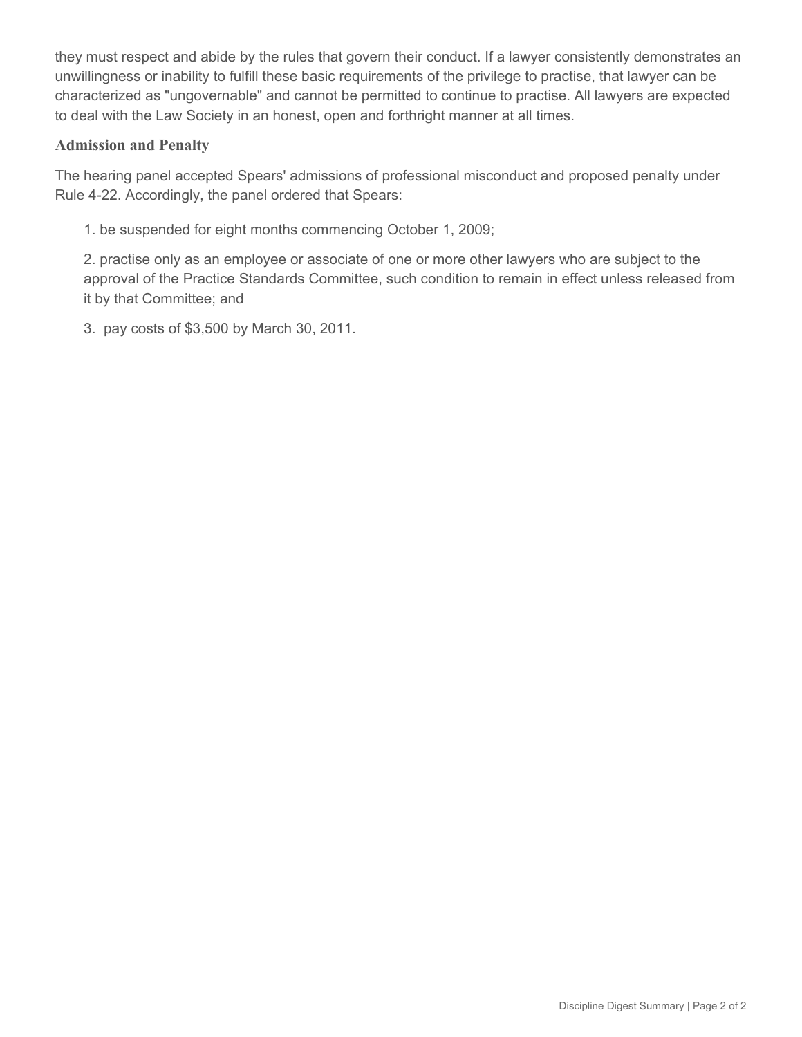they must respect and abide by the rules that govern their conduct. If a lawyer consistently demonstrates an unwillingness or inability to fulfill these basic requirements of the privilege to practise, that lawyer can be characterized as "ungovernable" and cannot be permitted to continue to practise. All lawyers are expected to deal with the Law Society in an honest, open and forthright manner at all times.

### Admission and Penalty

The hearing panel accepted Spears' admissions of professional misconduct and proposed penalty under Rule 4-22. Accordingly, the panel ordered that Spears:

1. be suspended for eight months commencing October 1, 2009;

2. practise only as an employee or associate of one or more other lawyers who are subject to the approval of the Practice Standards Committee, such condition to remain in effect unless released from it by that Committee; and

3. pay costs of $3,500 by March 30, 2011.